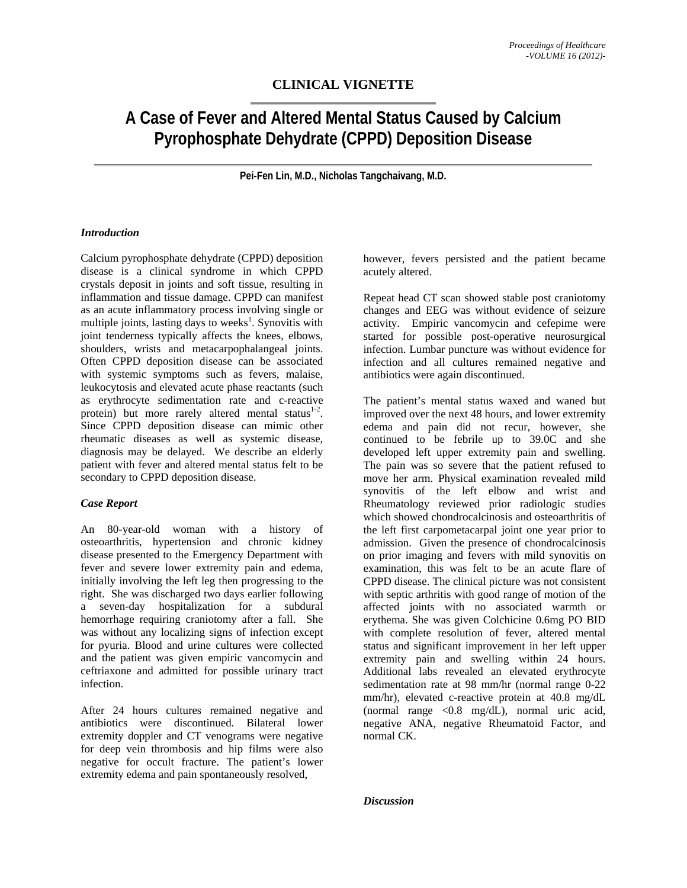**CLINICAL VIGNETTE**

# A Case of Fever and Altered Mental Status Caused by Calcium Pyrophosphate Dehydrate (CPPD) Deposition Disease

**Pei-Fen Lin, M.D., Nicholas Tangchaivang, M.D.**

### *Introduction*

Calcium pyrophosphate dehydrate (CPPD) deposition disease is a clinical syndrome in which CPPD crystals deposit in joints and soft tissue, resulting in inflammation and tissue damage. CPPD can manifest as an acute inflammatory process involving single or multiple joints, lasting days to weeks[1]. Synovitis with joint tenderness typically affects the knees, elbows, shoulders, wrists and metacarpophalangeal joints. Often CPPD deposition disease can be associated with systemic symptoms such as fevers, malaise, leukocytosis and elevated acute phase reactants (such as erythrocyte sedimentation rate and c-reactive protein) but more rarely altered mental status[1-2]. Since CPPD deposition disease can mimic other rheumatic diseases as well as systemic disease, diagnosis may be delayed. We describe an elderly patient with fever and altered mental status felt to be secondary to CPPD deposition disease.

### *Case Report*

An 80-year-old woman with a history of osteoarthritis, hypertension and chronic kidney disease presented to the Emergency Department with fever and severe lower extremity pain and edema, initially involving the left leg then progressing to the right. She was discharged two days earlier following a seven-day hospitalization for a subdural hemorrhage requiring craniotomy after a fall. She was without any localizing signs of infection except for pyuria. Blood and urine cultures were collected and the patient was given empiric vancomycin and ceftriaxone and admitted for possible urinary tract infection.

After 24 hours cultures remained negative and antibiotics were discontinued. Bilateral lower extremity doppler and CT venograms were negative for deep vein thrombosis and hip films were also negative for occult fracture. The patient's lower extremity edema and pain spontaneously resolved, however, fevers persisted and the patient became acutely altered.

Repeat head CT scan showed stable post craniotomy changes and EEG was without evidence of seizure activity. Empiric vancomycin and cefepime were started for possible post-operative neurosurgical infection. Lumbar puncture was without evidence for infection and all cultures remained negative and antibiotics were again discontinued.

The patient's mental status waxed and waned but improved over the next 48 hours, and lower extremity edema and pain did not recur, however, she continued to be febrile up to 39.0C and she developed left upper extremity pain and swelling. The pain was so severe that the patient refused to move her arm. Physical examination revealed mild synovitis of the left elbow and wrist and Rheumatology reviewed prior radiologic studies which showed chondrocalcinosis and osteoarthritis of the left first carpometacarpal joint one year prior to admission. Given the presence of chondrocalcinosis on prior imaging and fevers with mild synovitis on examination, this was felt to be an acute flare of CPPD disease. The clinical picture was not consistent with septic arthritis with good range of motion of the affected joints with no associated warmth or erythema. She was given Colchicine 0.6mg PO BID with complete resolution of fever, altered mental status and significant improvement in her left upper extremity pain and swelling within 24 hours. Additional labs revealed an elevated erythrocyte sedimentation rate at 98 mm/hr (normal range 0-22 mm/hr), elevated c-reactive protein at 40.8 mg/dL (normal range <0.8 mg/dL), normal uric acid, negative ANA, negative Rheumatoid Factor, and normal CK.

### *Discussion*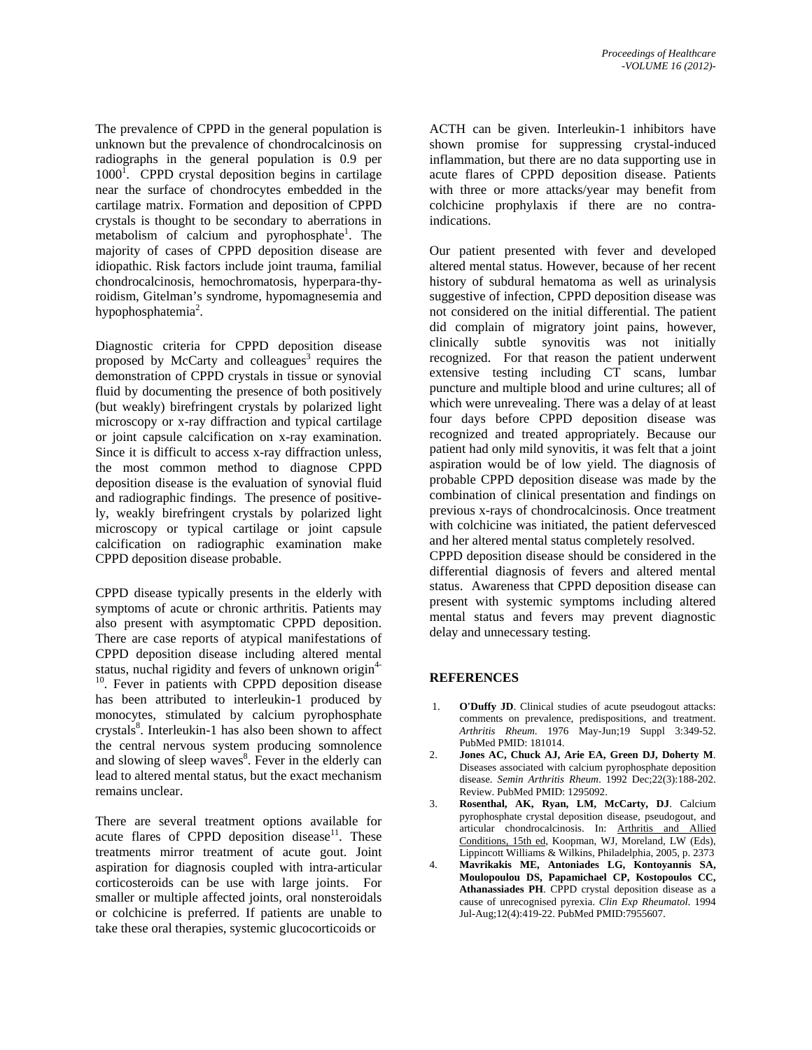The prevalence of CPPD in the general population is unknown but the prevalence of chondrocalcinosis on radiographs in the general population is 0.9 per 1000[1]. CPPD crystal deposition begins in cartilage near the surface of chondrocytes embedded in the cartilage matrix. Formation and deposition of CPPD crystals is thought to be secondary to aberrations in metabolism of calcium and pyrophosphate[1]. The majority of cases of CPPD deposition disease are idiopathic. Risk factors include joint trauma, familial chondrocalcinosis, hemochromatosis, hyperpara-thyroidism, Gitelman's syndrome, hypomagnesemia and hypophosphatemia[2].

Diagnostic criteria for CPPD deposition disease proposed by McCarty and colleagues[3] requires the demonstration of CPPD crystals in tissue or synovial fluid by documenting the presence of both positively (but weakly) birefringent crystals by polarized light microscopy or x-ray diffraction and typical cartilage or joint capsule calcification on x-ray examination. Since it is difficult to access x-ray diffraction unless, the most common method to diagnose CPPD deposition disease is the evaluation of synovial fluid and radiographic findings. The presence of positively, weakly birefringent crystals by polarized light microscopy or typical cartilage or joint capsule calcification on radiographic examination make CPPD deposition disease probable.

CPPD disease typically presents in the elderly with symptoms of acute or chronic arthritis. Patients may also present with asymptomatic CPPD deposition. There are case reports of atypical manifestations of CPPD deposition disease including altered mental status, nuchal rigidity and fevers of unknown origin[4-10]. Fever in patients with CPPD deposition disease has been attributed to interleukin-1 produced by monocytes, stimulated by calcium pyrophosphate crystals[8]. Interleukin-1 has also been shown to affect the central nervous system producing somnolence and slowing of sleep waves[8]. Fever in the elderly can lead to altered mental status, but the exact mechanism remains unclear.

There are several treatment options available for acute flares of CPPD deposition disease[11]. These treatments mirror treatment of acute gout. Joint aspiration for diagnosis coupled with intra-articular corticosteroids can be use with large joints. For smaller or multiple affected joints, oral nonsteroidals or colchicine is preferred. If patients are unable to take these oral therapies, systemic glucocorticoids or ACTH can be given. Interleukin-1 inhibitors have shown promise for suppressing crystal-induced inflammation, but there are no data supporting use in acute flares of CPPD deposition disease. Patients with three or more attacks/year may benefit from colchicine prophylaxis if there are no contra-indications.

Our patient presented with fever and developed altered mental status. However, because of her recent history of subdural hematoma as well as urinalysis suggestive of infection, CPPD deposition disease was not considered on the initial differential. The patient did complain of migratory joint pains, however, clinically subtle synovitis was not initially recognized. For that reason the patient underwent extensive testing including CT scans, lumbar puncture and multiple blood and urine cultures; all of which were unrevealing. There was a delay of at least four days before CPPD deposition disease was recognized and treated appropriately. Because our patient had only mild synovitis, it was felt that a joint aspiration would be of low yield. The diagnosis of probable CPPD deposition disease was made by the combination of clinical presentation and findings on previous x-rays of chondrocalcinosis. Once treatment with colchicine was initiated, the patient defervesced and her altered mental status completely resolved.

CPPD deposition disease should be considered in the differential diagnosis of fevers and altered mental status. Awareness that CPPD deposition disease can present with systemic symptoms including altered mental status and fevers may prevent diagnostic delay and unnecessary testing.

## REFERENCES

1. **O'Duffy JD**. Clinical studies of acute pseudogout attacks: comments on prevalence, predispositions, and treatment. *Arthritis Rheum*. 1976 May-Jun;19 Suppl 3:349-52. PubMed PMID: 181014.
2. **Jones AC, Chuck AJ, Arie EA, Green DJ, Doherty M**. Diseases associated with calcium pyrophosphate deposition disease. *Semin Arthritis Rheum*. 1992 Dec;22(3):188-202. Review. PubMed PMID: 1295092.
3. **Rosenthal, AK, Ryan, LM, McCarty, DJ**. Calcium pyrophosphate crystal deposition disease, pseudogout, and articular chondrocalcinosis. In: Arthritis and Allied Conditions, 15th ed, Koopman, WJ, Moreland, LW (Eds), Lippincott Williams & Wilkins, Philadelphia, 2005, p. 2373
4. **Mavrikakis ME, Antoniades LG, Kontoyannis SA, Moulopoulou DS, Papamichael CP, Kostopoulos CC, Athanassiades PH**. CPPD crystal deposition disease as a cause of unrecognised pyrexia. *Clin Exp Rheumatol*. 1994 Jul-Aug;12(4):419-22. PubMed PMID:7955607.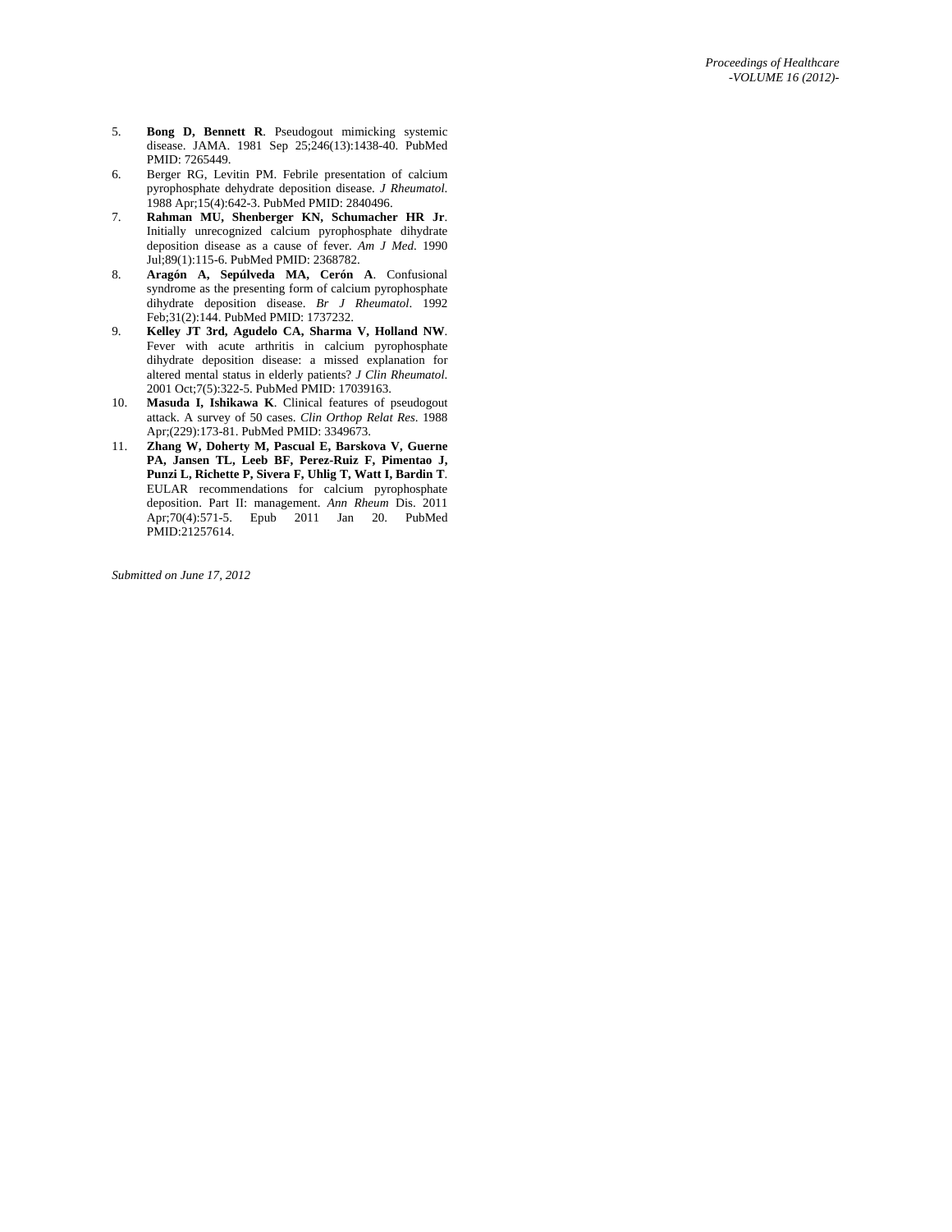5. **Bong D, Bennett R**. Pseudogout mimicking systemic disease. JAMA. 1981 Sep 25;246(13):1438-40. PubMed PMID: 7265449.
6. Berger RG, Levitin PM. Febrile presentation of calcium pyrophosphate dehydrate deposition disease. *J Rheumatol*. 1988 Apr;15(4):642-3. PubMed PMID: 2840496.
7. **Rahman MU, Shenberger KN, Schumacher HR Jr**. Initially unrecognized calcium pyrophosphate dihydrate deposition disease as a cause of fever. *Am J Med*. 1990 Jul;89(1):115-6. PubMed PMID: 2368782.
8. **Aragón A, Sepúlveda MA, Cerón A**. Confusional syndrome as the presenting form of calcium pyrophosphate dihydrate deposition disease. *Br J Rheumatol*. 1992 Feb;31(2):144. PubMed PMID: 1737232.
9. **Kelley JT 3rd, Agudelo CA, Sharma V, Holland NW**. Fever with acute arthritis in calcium pyrophosphate dihydrate deposition disease: a missed explanation for altered mental status in elderly patients? *J Clin Rheumatol*. 2001 Oct;7(5):322-5. PubMed PMID: 17039163.
10. **Masuda I, Ishikawa K**. Clinical features of pseudogout attack. A survey of 50 cases. *Clin Orthop Relat Res*. 1988 Apr;(229):173-81. PubMed PMID: 3349673.
11. **Zhang W, Doherty M, Pascual E, Barskova V, Guerne PA, Jansen TL, Leeb BF, Perez-Ruiz F, Pimentao J, Punzi L, Richette P, Sivera F, Uhlig T, Watt I, Bardin T**. EULAR recommendations for calcium pyrophosphate deposition. Part II: management. *Ann Rheum* Dis. 2011 Apr;70(4):571-5. Epub 2011 Jan 20. PubMed PMID:21257614.

*Submitted on June 17, 2012*